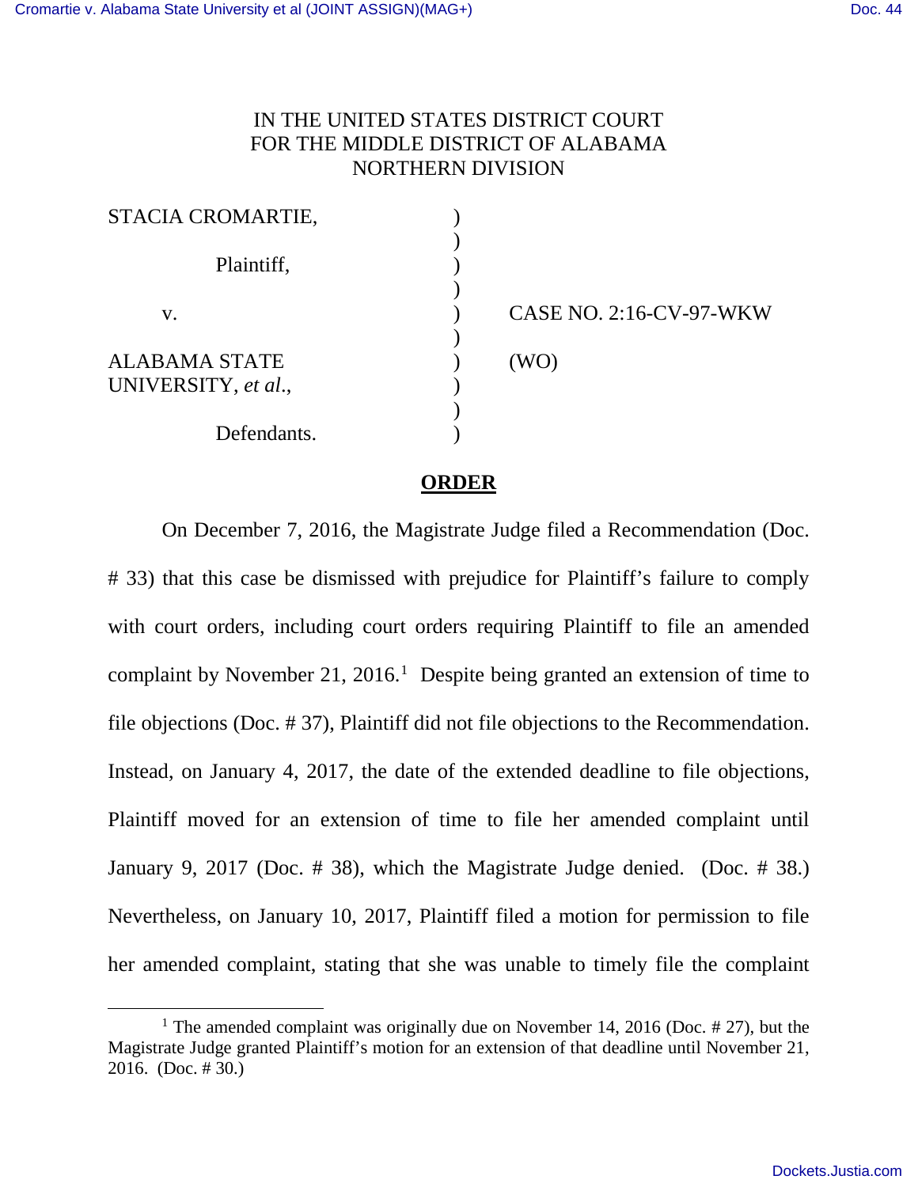IN THE UNITED STATES DISTRICT COURT
FOR THE MIDDLE DISTRICT OF ALABAMA
NORTHERN DIVISION

| | | |
|---|---|---|
| STACIA CROMARTIE, | ) | |
| Plaintiff, | ) | |
| v. | ) | CASE NO. 2:16-CV-97-WKW |
| ALABAMA STATE UNIVERSITY, *et al.*, | ) | (WO) |
| Defendants. | ) | |

## **ORDER**

On December 7, 2016, the Magistrate Judge filed a Recommendation (Doc. # 33) that this case be dismissed with prejudice for Plaintiff's failure to comply with court orders, including court orders requiring Plaintiff to file an amended complaint by November 21, 2016.[1] Despite being granted an extension of time to file objections (Doc. # 37), Plaintiff did not file objections to the Recommendation. Instead, on January 4, 2017, the date of the extended deadline to file objections, Plaintiff moved for an extension of time to file her amended complaint until January 9, 2017 (Doc. # 38), which the Magistrate Judge denied. (Doc. # 38.) Nevertheless, on January 10, 2017, Plaintiff filed a motion for permission to file her amended complaint, stating that she was unable to timely file the complaint

[1] The amended complaint was originally due on November 14, 2016 (Doc. # 27), but the Magistrate Judge granted Plaintiff's motion for an extension of that deadline until November 21, 2016. (Doc. # 30.)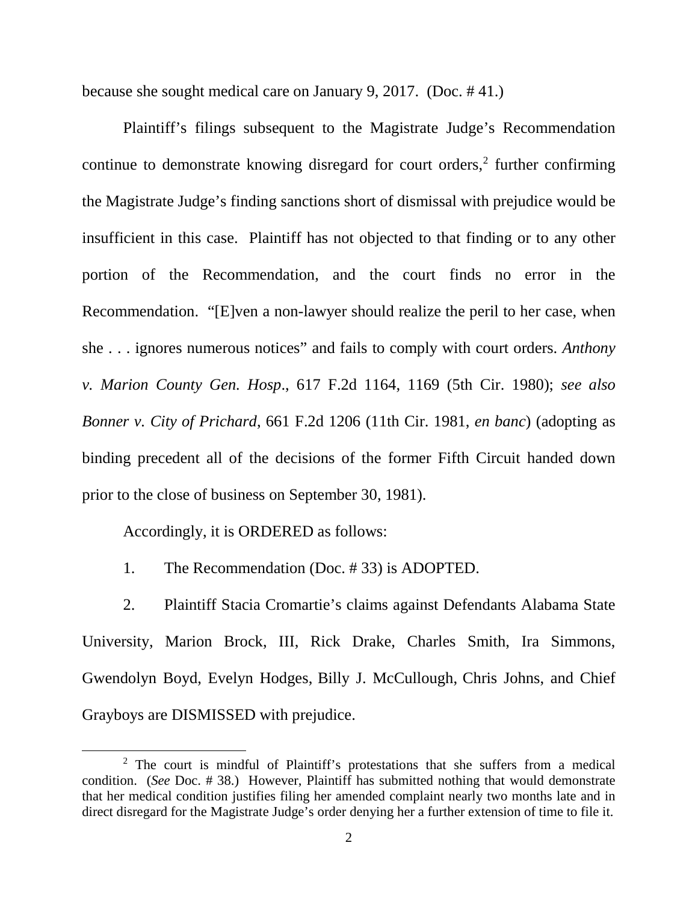because she sought medical care on January 9, 2017. (Doc. # 41.)

Plaintiff's filings subsequent to the Magistrate Judge's Recommendation continue to demonstrate knowing disregard for court orders,[2] further confirming the Magistrate Judge's finding sanctions short of dismissal with prejudice would be insufficient in this case. Plaintiff has not objected to that finding or to any other portion of the Recommendation, and the court finds no error in the Recommendation. "[E]ven a non-lawyer should realize the peril to her case, when she . . . ignores numerous notices" and fails to comply with court orders. *Anthony v. Marion County Gen. Hosp*., 617 F.2d 1164, 1169 (5th Cir. 1980); *see also Bonner v. City of Prichard*, 661 F.2d 1206 (11th Cir. 1981, *en banc*) (adopting as binding precedent all of the decisions of the former Fifth Circuit handed down prior to the close of business on September 30, 1981).

Accordingly, it is ORDERED as follows:

1. The Recommendation (Doc. # 33) is ADOPTED.

2. Plaintiff Stacia Cromartie's claims against Defendants Alabama State University, Marion Brock, III, Rick Drake, Charles Smith, Ira Simmons, Gwendolyn Boyd, Evelyn Hodges, Billy J. McCullough, Chris Johns, and Chief Grayboys are DISMISSED with prejudice.

---

[2] The court is mindful of Plaintiff's protestations that she suffers from a medical condition. (*See* Doc. # 38.) However, Plaintiff has submitted nothing that would demonstrate that her medical condition justifies filing her amended complaint nearly two months late and in direct disregard for the Magistrate Judge's order denying her a further extension of time to file it.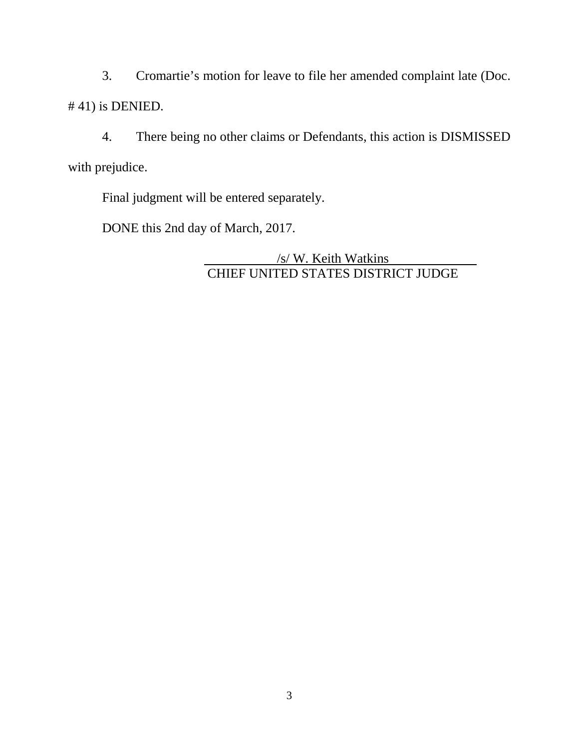3. Cromartie's motion for leave to file her amended complaint late (Doc. # 41) is DENIED.

4. There being no other claims or Defendants, this action is DISMISSED with prejudice.

Final judgment will be entered separately.

DONE this 2nd day of March, 2017.

/s/ W. Keith Watkins
CHIEF UNITED STATES DISTRICT JUDGE